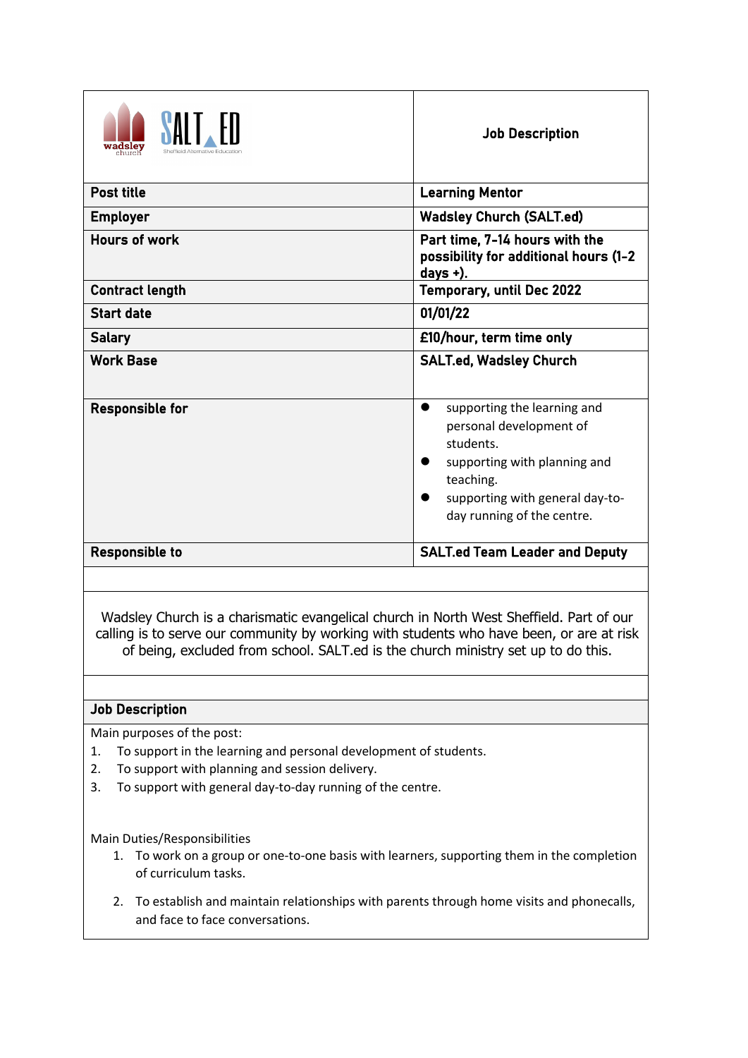| | Job Description |
|---|---|
| **Post title** | **Learning Mentor** |
| **Employer** | **Wadsley Church (SALT.ed)** |
| **Hours of work** | **Part time, 7-14 hours with the possibility for additional hours (1-2 days +).** |
| **Contract length** | **Temporary, until Dec 2022** |
| **Start date** | **01/01/22** |
| **Salary** | **£10/hour, term time only** |
| **Work Base** | **SALT.ed, Wadsley Church** |
| **Responsible for** | • supporting the learning and personal development of students.<br>• supporting with planning and teaching.<br>• supporting with general day-to-day running of the centre. |
| **Responsible to** | **SALT.ed Team Leader and Deputy** |

Wadsley Church is a charismatic evangelical church in North West Sheffield. Part of our calling is to serve our community by working with students who have been, or are at risk of being, excluded from school. SALT.ed is the church ministry set up to do this.

## Job Description

Main purposes of the post:

1. To support in the learning and personal development of students.
2. To support with planning and session delivery.
3. To support with general day-to-day running of the centre.

Main Duties/Responsibilities

1. To work on a group or one-to-one basis with learners, supporting them in the completion of curriculum tasks.
2. To establish and maintain relationships with parents through home visits and phonecalls, and face to face conversations.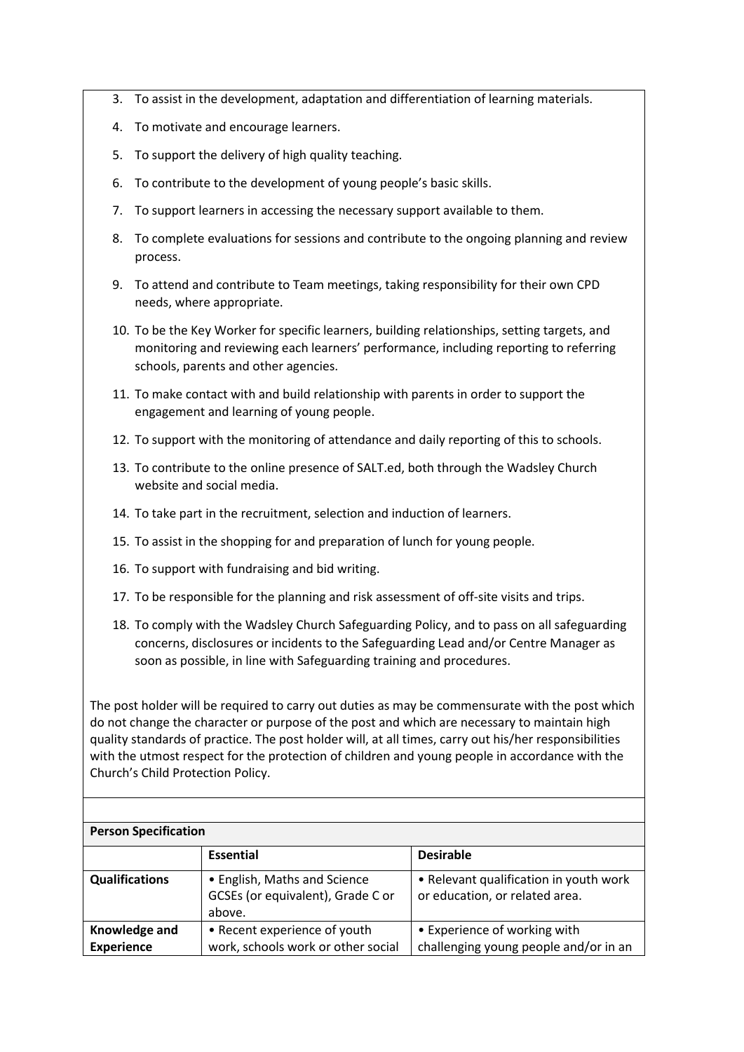3. To assist in the development, adaptation and differentiation of learning materials.
4. To motivate and encourage learners.
5. To support the delivery of high quality teaching.
6. To contribute to the development of young people's basic skills.
7. To support learners in accessing the necessary support available to them.
8. To complete evaluations for sessions and contribute to the ongoing planning and review process.
9. To attend and contribute to Team meetings, taking responsibility for their own CPD needs, where appropriate.
10. To be the Key Worker for specific learners, building relationships, setting targets, and monitoring and reviewing each learners' performance, including reporting to referring schools, parents and other agencies.
11. To make contact with and build relationship with parents in order to support the engagement and learning of young people.
12. To support with the monitoring of attendance and daily reporting of this to schools.
13. To contribute to the online presence of SALT.ed, both through the Wadsley Church website and social media.
14. To take part in the recruitment, selection and induction of learners.
15. To assist in the shopping for and preparation of lunch for young people.
16. To support with fundraising and bid writing.
17. To be responsible for the planning and risk assessment of off-site visits and trips.
18. To comply with the Wadsley Church Safeguarding Policy, and to pass on all safeguarding concerns, disclosures or incidents to the Safeguarding Lead and/or Centre Manager as soon as possible, in line with Safeguarding training and procedures.

The post holder will be required to carry out duties as may be commensurate with the post which do not change the character or purpose of the post and which are necessary to maintain high quality standards of practice. The post holder will, at all times, carry out his/her responsibilities with the utmost respect for the protection of children and young people in accordance with the Church's Child Protection Policy.

**Person Specification**

| | **Essential** | **Desirable** |
|---|---|---|
| **Qualifications** | • English, Maths and Science GCSEs (or equivalent), Grade C or above. | • Relevant qualification in youth work or education, or related area. |
| **Knowledge and Experience** | • Recent experience of youth work, schools work or other social | • Experience of working with challenging young people and/or in an |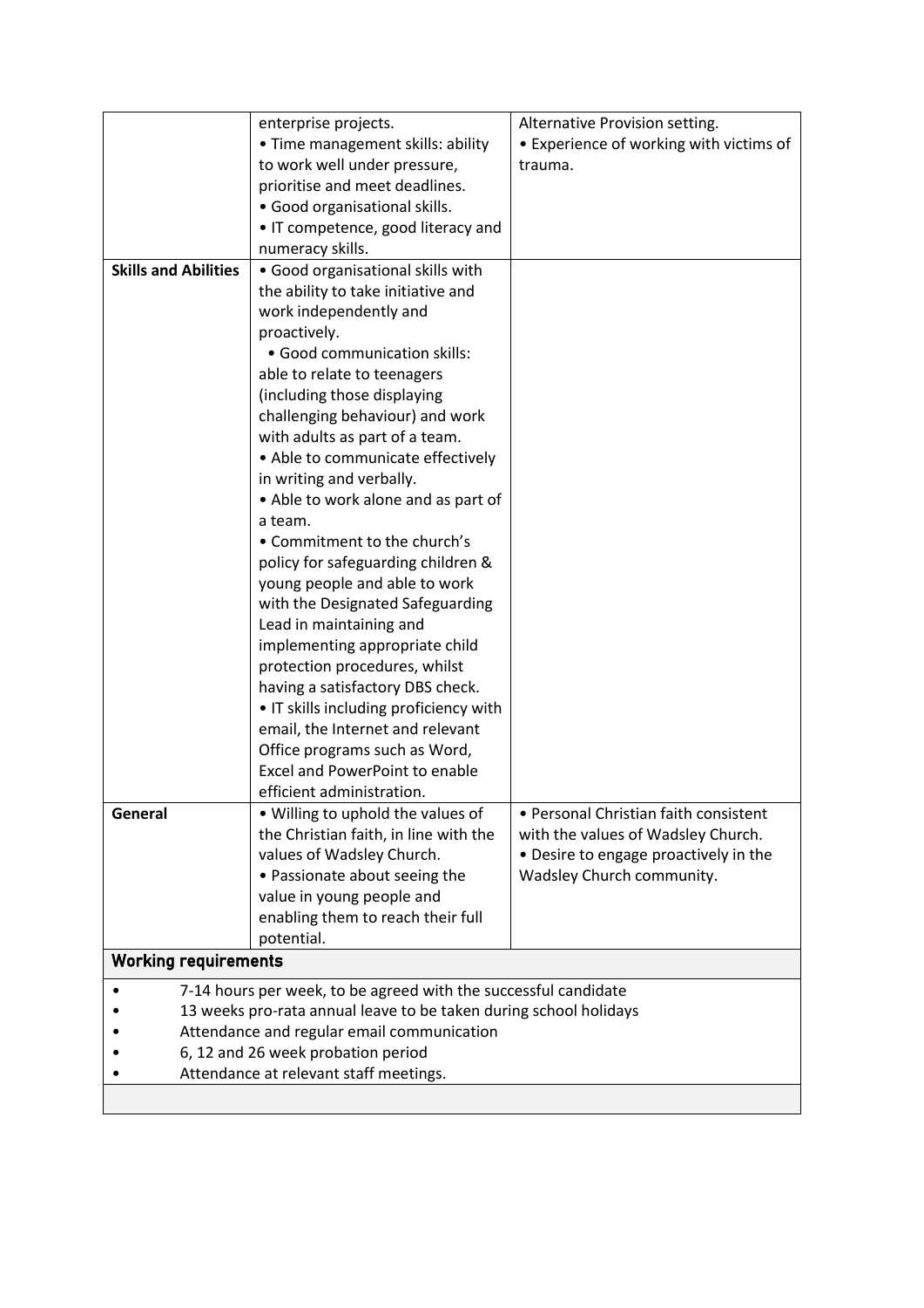| | | |
|---|---|---|
| | enterprise projects.<br>• Time management skills: ability to work well under pressure, prioritise and meet deadlines.<br>• Good organisational skills.<br>• IT competence, good literacy and numeracy skills. | Alternative Provision setting.<br>• Experience of working with victims of trauma. |
| **Skills and Abilities** | • Good organisational skills with the ability to take initiative and work independently and proactively.<br>• Good communication skills: able to relate to teenagers (including those displaying challenging behaviour) and work with adults as part of a team.<br>• Able to communicate effectively in writing and verbally.<br>• Able to work alone and as part of a team.<br>• Commitment to the church's policy for safeguarding children & young people and able to work with the Designated Safeguarding Lead in maintaining and implementing appropriate child protection procedures, whilst having a satisfactory DBS check.<br>• IT skills including proficiency with email, the Internet and relevant Office programs such as Word, Excel and PowerPoint to enable efficient administration. | |
| **General** | • Willing to uphold the values of the Christian faith, in line with the values of Wadsley Church.<br>• Passionate about seeing the value in young people and enabling them to reach their full potential. | • Personal Christian faith consistent with the values of Wadsley Church.<br>• Desire to engage proactively in the Wadsley Church community. |

**Working requirements**

- 7-14 hours per week, to be agreed with the successful candidate
- 13 weeks pro-rata annual leave to be taken during school holidays
- Attendance and regular email communication
- 6, 12 and 26 week probation period
- Attendance at relevant staff meetings.